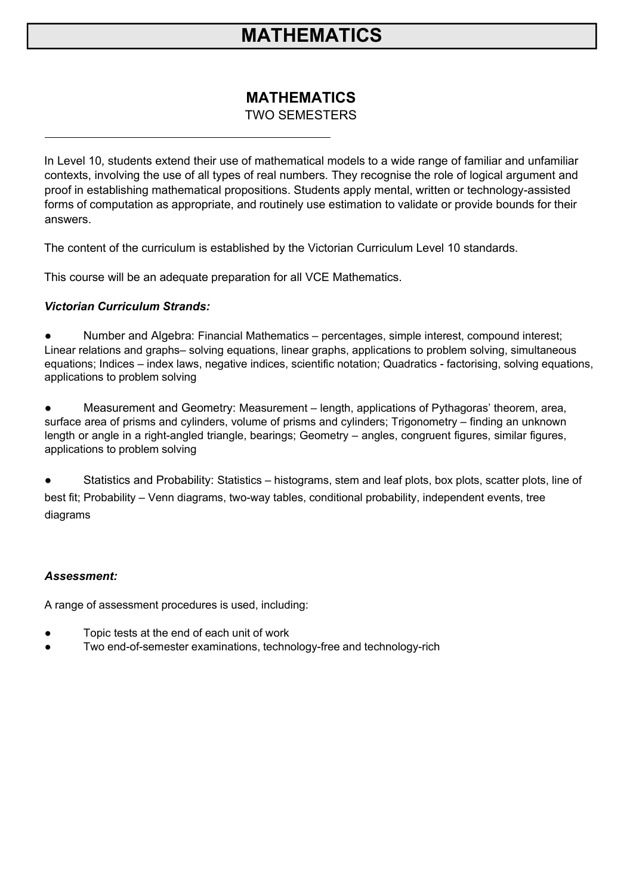# MATHEMATICS

## MATHEMATICS

TWO SEMESTERS

---

In Level 10, students extend their use of mathematical models to a wide range of familiar and unfamiliar contexts, involving the use of all types of real numbers. They recognise the role of logical argument and proof in establishing mathematical propositions. Students apply mental, written or technology-assisted forms of computation as appropriate, and routinely use estimation to validate or provide bounds for their answers.

The content of the curriculum is established by the Victorian Curriculum Level 10 standards.

This course will be an adequate preparation for all VCE Mathematics.

***Victorian Curriculum Strands:***

- Number and Algebra: Financial Mathematics – percentages, simple interest, compound interest; Linear relations and graphs– solving equations, linear graphs, applications to problem solving, simultaneous equations; Indices – index laws, negative indices, scientific notation; Quadratics - factorising, solving equations, applications to problem solving

- Measurement and Geometry: Measurement – length, applications of Pythagoras' theorem, area, surface area of prisms and cylinders, volume of prisms and cylinders; Trigonometry – finding an unknown length or angle in a right-angled triangle, bearings; Geometry – angles, congruent figures, similar figures, applications to problem solving

- Statistics and Probability: Statistics – histograms, stem and leaf plots, box plots, scatter plots, line of best fit; Probability – Venn diagrams, two-way tables, conditional probability, independent events, tree diagrams

***Assessment:***

A range of assessment procedures is used, including:

- Topic tests at the end of each unit of work
- Two end-of-semester examinations, technology-free and technology-rich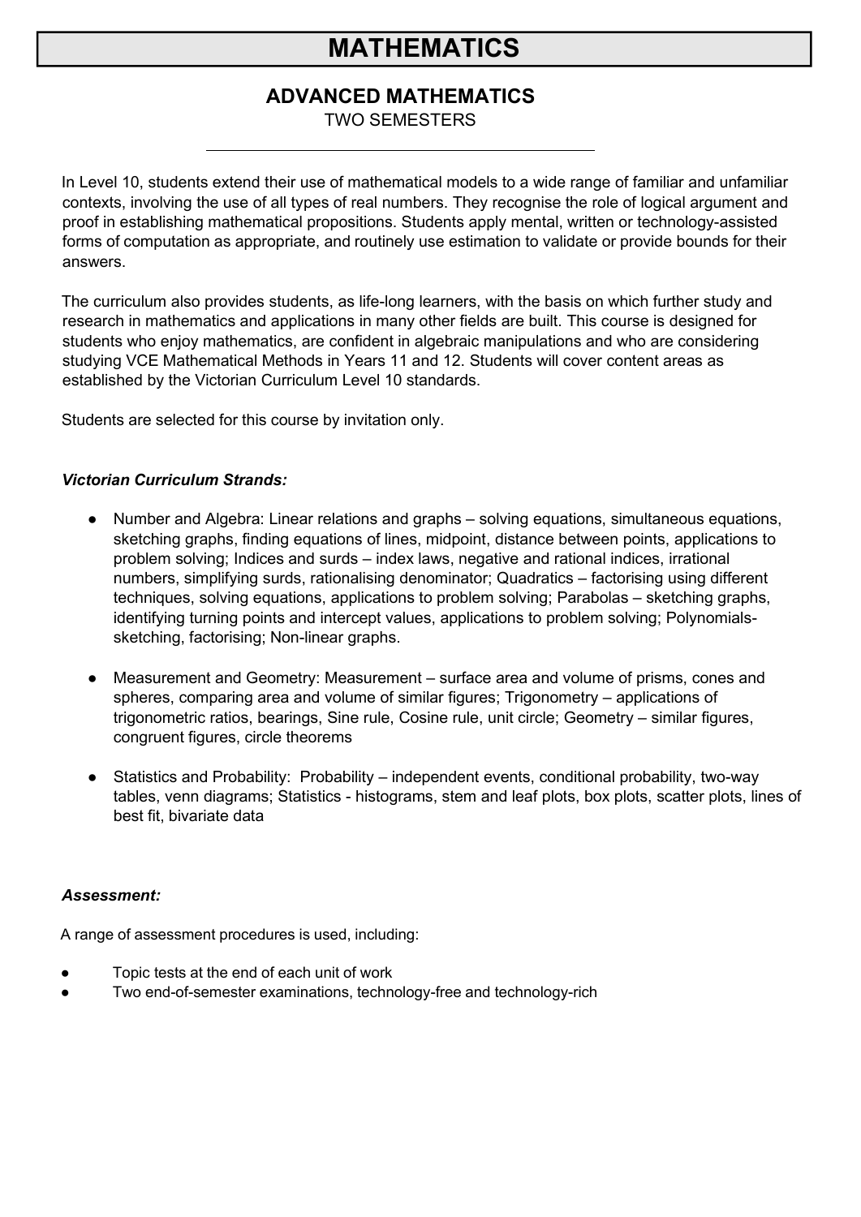# MATHEMATICS

## ADVANCED MATHEMATICS

TWO SEMESTERS

---

In Level 10, students extend their use of mathematical models to a wide range of familiar and unfamiliar contexts, involving the use of all types of real numbers. They recognise the role of logical argument and proof in establishing mathematical propositions. Students apply mental, written or technology-assisted forms of computation as appropriate, and routinely use estimation to validate or provide bounds for their answers.

The curriculum also provides students, as life-long learners, with the basis on which further study and research in mathematics and applications in many other fields are built. This course is designed for students who enjoy mathematics, are confident in algebraic manipulations and who are considering studying VCE Mathematical Methods in Years 11 and 12. Students will cover content areas as established by the Victorian Curriculum Level 10 standards.

Students are selected for this course by invitation only.

### *Victorian Curriculum Strands:*

- Number and Algebra: Linear relations and graphs – solving equations, simultaneous equations, sketching graphs, finding equations of lines, midpoint, distance between points, applications to problem solving; Indices and surds – index laws, negative and rational indices, irrational numbers, simplifying surds, rationalising denominator; Quadratics – factorising using different techniques, solving equations, applications to problem solving; Parabolas – sketching graphs, identifying turning points and intercept values, applications to problem solving; Polynomials- sketching, factorising; Non-linear graphs.

- Measurement and Geometry: Measurement – surface area and volume of prisms, cones and spheres, comparing area and volume of similar figures; Trigonometry – applications of trigonometric ratios, bearings, Sine rule, Cosine rule, unit circle; Geometry – similar figures, congruent figures, circle theorems

- Statistics and Probability: Probability – independent events, conditional probability, two-way tables, venn diagrams; Statistics - histograms, stem and leaf plots, box plots, scatter plots, lines of best fit, bivariate data

### *Assessment:*

A range of assessment procedures is used, including:

- Topic tests at the end of each unit of work
- Two end-of-semester examinations, technology-free and technology-rich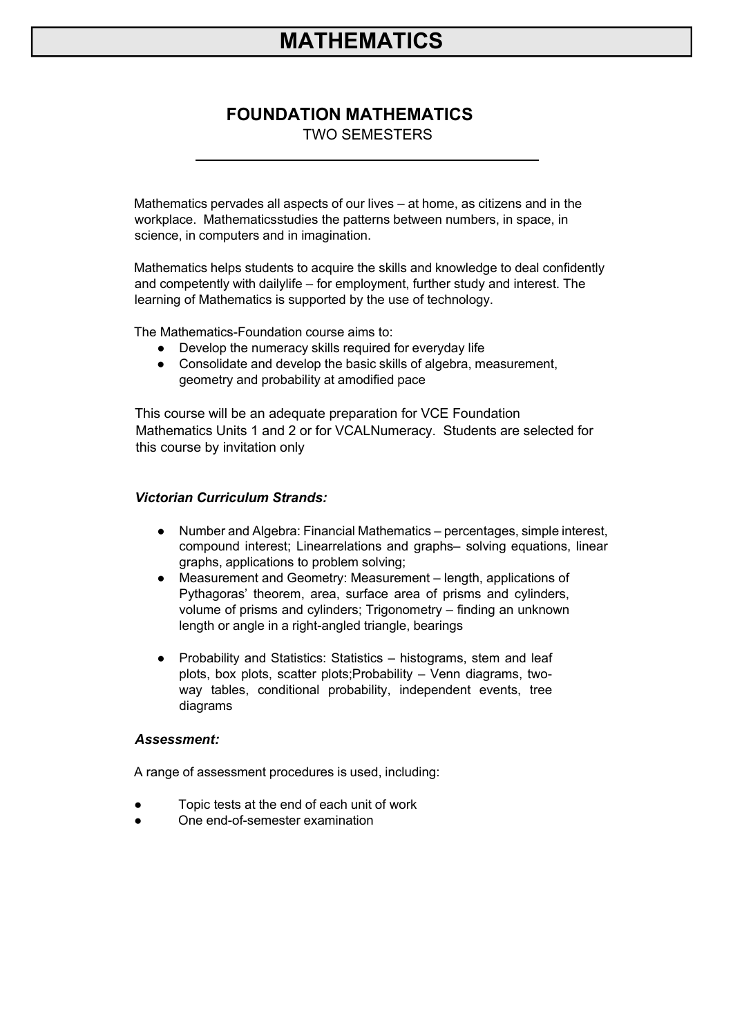# MATHEMATICS

## FOUNDATION MATHEMATICS

TWO SEMESTERS

Mathematics pervades all aspects of our lives – at home, as citizens and in the workplace. Mathematicsstudies the patterns between numbers, in space, in science, in computers and in imagination.

Mathematics helps students to acquire the skills and knowledge to deal confidently and competently with dailylife – for employment, further study and interest. The learning of Mathematics is supported by the use of technology.

The Mathematics-Foundation course aims to:

- Develop the numeracy skills required for everyday life
- Consolidate and develop the basic skills of algebra, measurement, geometry and probability at amodified pace

This course will be an adequate preparation for VCE Foundation Mathematics Units 1 and 2 or for VCALNumeracy. Students are selected for this course by invitation only

### *Victorian Curriculum Strands:*

- Number and Algebra: Financial Mathematics – percentages, simple interest, compound interest; Linearrelations and graphs– solving equations, linear graphs, applications to problem solving;
- Measurement and Geometry: Measurement – length, applications of Pythagoras' theorem, area, surface area of prisms and cylinders, volume of prisms and cylinders; Trigonometry – finding an unknown length or angle in a right-angled triangle, bearings
- Probability and Statistics: Statistics – histograms, stem and leaf plots, box plots, scatter plots;Probability – Venn diagrams, two-way tables, conditional probability, independent events, tree diagrams

### *Assessment:*

A range of assessment procedures is used, including:

- Topic tests at the end of each unit of work
- One end-of-semester examination